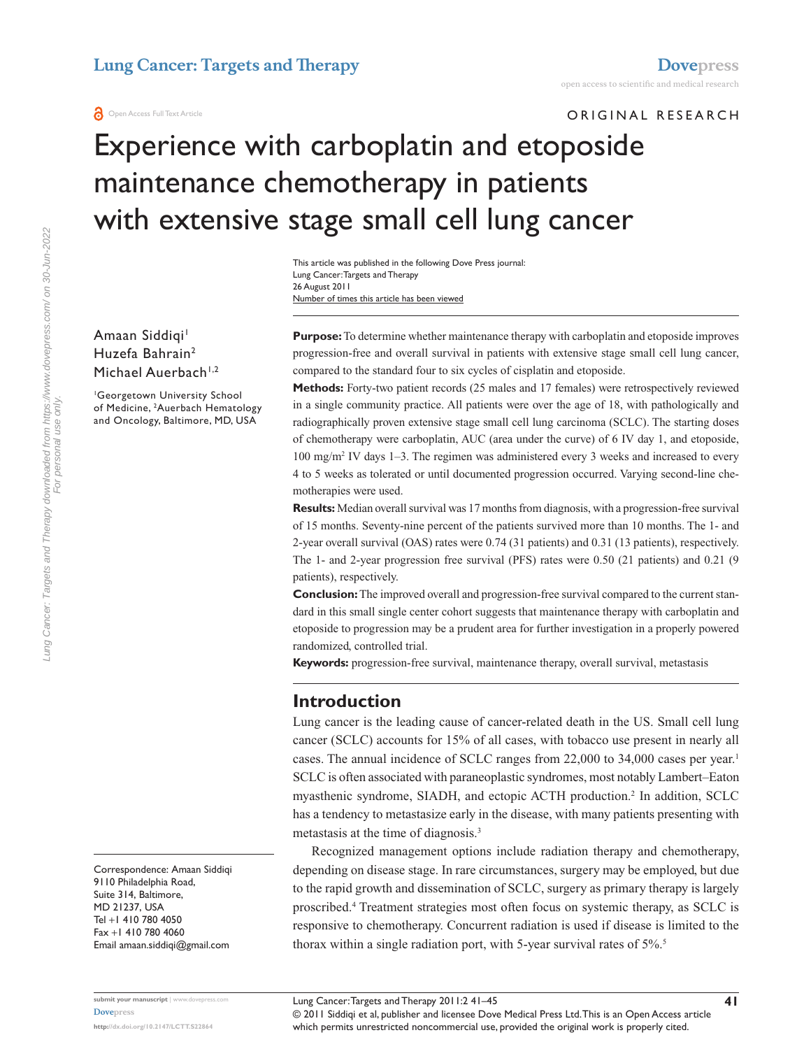Lung Cancer: Targets and Therapy

Open Access Full Text Article

ORIGINAL RESEARCH

# Experience with carboplatin and etoposide maintenance chemotherapy in patients with extensive stage small cell lung cancer

This article was published in the following Dove Press journal:
Lung Cancer: Targets and Therapy
26 August 2011
Number of times this article has been viewed

Amaan Siddiqi[1]
Huzefa Bahrain[2]
Michael Auerbach[1,2]

[1]Georgetown University School of Medicine, [2]Auerbach Hematology and Oncology, Baltimore, MD, USA

Correspondence: Amaan Siddiqi
9110 Philadelphia Road,
Suite 314, Baltimore,
MD 21237, USA
Tel +1 410 780 4050
Fax +1 410 780 4060
Email amaan.siddiqi@gmail.com

**Purpose:** To determine whether maintenance therapy with carboplatin and etoposide improves progression-free and overall survival in patients with extensive stage small cell lung cancer, compared to the standard four to six cycles of cisplatin and etoposide.

**Methods:** Forty-two patient records (25 males and 17 females) were retrospectively reviewed in a single community practice. All patients were over the age of 18, with pathologically and radiographically proven extensive stage small cell lung carcinoma (SCLC). The starting doses of chemotherapy were carboplatin, AUC (area under the curve) of 6 IV day 1, and etoposide, 100 mg/m$^2$ IV days 1–3. The regimen was administered every 3 weeks and increased to every 4 to 5 weeks as tolerated or until documented progression occurred. Varying second-line chemotherapies were used.

**Results:** Median overall survival was 17 months from diagnosis, with a progression-free survival of 15 months. Seventy-nine percent of the patients survived more than 10 months. The 1- and 2-year overall survival (OAS) rates were 0.74 (31 patients) and 0.31 (13 patients), respectively. The 1- and 2-year progression free survival (PFS) rates were 0.50 (21 patients) and 0.21 (9 patients), respectively.

**Conclusion:** The improved overall and progression-free survival compared to the current standard in this small single center cohort suggests that maintenance therapy with carboplatin and etoposide to progression may be a prudent area for further investigation in a properly powered randomized, controlled trial.

**Keywords:** progression-free survival, maintenance therapy, overall survival, metastasis

## Introduction

Lung cancer is the leading cause of cancer-related death in the US. Small cell lung cancer (SCLC) accounts for 15% of all cases, with tobacco use present in nearly all cases. The annual incidence of SCLC ranges from 22,000 to 34,000 cases per year.[1] SCLC is often associated with paraneoplastic syndromes, most notably Lambert–Eaton myasthenic syndrome, SIADH, and ectopic ACTH production.[2] In addition, SCLC has a tendency to metastasize early in the disease, with many patients presenting with metastasis at the time of diagnosis.[3]

Recognized management options include radiation therapy and chemotherapy, depending on disease stage. In rare circumstances, surgery may be employed, but due to the rapid growth and dissemination of SCLC, surgery as primary therapy is largely proscribed.[4] Treatment strategies most often focus on systemic therapy, as SCLC is responsive to chemotherapy. Concurrent radiation is used if disease is limited to the thorax within a single radiation port, with 5-year survival rates of 5%.[5]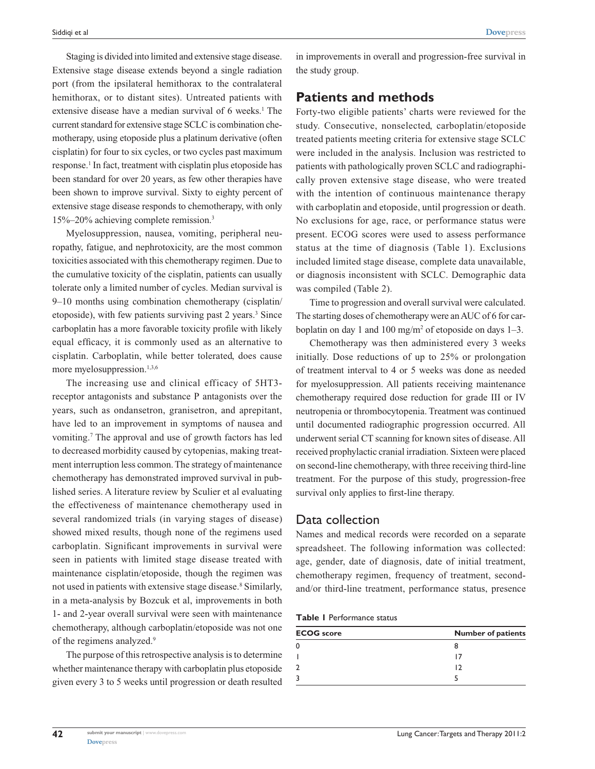Staging is divided into limited and extensive stage disease. Extensive stage disease extends beyond a single radiation port (from the ipsilateral hemithorax to the contralateral hemithorax, or to distant sites). Untreated patients with extensive disease have a median survival of 6 weeks.[1] The current standard for extensive stage SCLC is combination chemotherapy, using etoposide plus a platinum derivative (often cisplatin) for four to six cycles, or two cycles past maximum response.[1] In fact, treatment with cisplatin plus etoposide has been standard for over 20 years, as few other therapies have been shown to improve survival. Sixty to eighty percent of extensive stage disease responds to chemotherapy, with only 15%–20% achieving complete remission.[3]

Myelosuppression, nausea, vomiting, peripheral neuropathy, fatigue, and nephrotoxicity, are the most common toxicities associated with this chemotherapy regimen. Due to the cumulative toxicity of the cisplatin, patients can usually tolerate only a limited number of cycles. Median survival is 9–10 months using combination chemotherapy (cisplatin/etoposide), with few patients surviving past 2 years.[3] Since carboplatin has a more favorable toxicity profile with likely equal efficacy, it is commonly used as an alternative to cisplatin. Carboplatin, while better tolerated, does cause more myelosuppression.[1,3,6]

The increasing use and clinical efficacy of 5HT3-receptor antagonists and substance P antagonists over the years, such as ondansetron, granisetron, and aprepitant, have led to an improvement in symptoms of nausea and vomiting.[7] The approval and use of growth factors has led to decreased morbidity caused by cytopenias, making treatment interruption less common. The strategy of maintenance chemotherapy has demonstrated improved survival in published series. A literature review by Sculier et al evaluating the effectiveness of maintenance chemotherapy used in several randomized trials (in varying stages of disease) showed mixed results, though none of the regimens used carboplatin. Significant improvements in survival were seen in patients with limited stage disease treated with maintenance cisplatin/etoposide, though the regimen was not used in patients with extensive stage disease.[8] Similarly, in a meta-analysis by Bozcuk et al, improvements in both 1- and 2-year overall survival were seen with maintenance chemotherapy, although carboplatin/etoposide was not one of the regimens analyzed.[9]

The purpose of this retrospective analysis is to determine whether maintenance therapy with carboplatin plus etoposide given every 3 to 5 weeks until progression or death resulted in improvements in overall and progression-free survival in the study group.

## Patients and methods

Forty-two eligible patients' charts were reviewed for the study. Consecutive, nonselected, carboplatin/etoposide treated patients meeting criteria for extensive stage SCLC were included in the analysis. Inclusion was restricted to patients with pathologically proven SCLC and radiographically proven extensive stage disease, who were treated with the intention of continuous maintenance therapy with carboplatin and etoposide, until progression or death. No exclusions for age, race, or performance status were present. ECOG scores were used to assess performance status at the time of diagnosis (Table 1). Exclusions included limited stage disease, complete data unavailable, or diagnosis inconsistent with SCLC. Demographic data was compiled (Table 2).

Time to progression and overall survival were calculated. The starting doses of chemotherapy were an AUC of 6 for carboplatin on day 1 and 100 mg/m$^2$ of etoposide on days 1–3.

Chemotherapy was then administered every 3 weeks initially. Dose reductions of up to 25% or prolongation of treatment interval to 4 or 5 weeks was done as needed for myelosuppression. All patients receiving maintenance chemotherapy required dose reduction for grade III or IV neutropenia or thrombocytopenia. Treatment was continued until documented radiographic progression occurred. All underwent serial CT scanning for known sites of disease. All received prophylactic cranial irradiation. Sixteen were placed on second-line chemotherapy, with three receiving third-line treatment. For the purpose of this study, progression-free survival only applies to first-line therapy.

### Data collection

Names and medical records were recorded on a separate spreadsheet. The following information was collected: age, gender, date of diagnosis, date of initial treatment, chemotherapy regimen, frequency of treatment, second- and/or third-line treatment, performance status, presence

**Table 1** Performance status

| ECOG score | Number of patients |
|---|---|
| 0 | 8 |
| 1 | 17 |
| 2 | 12 |
| 3 | 5 |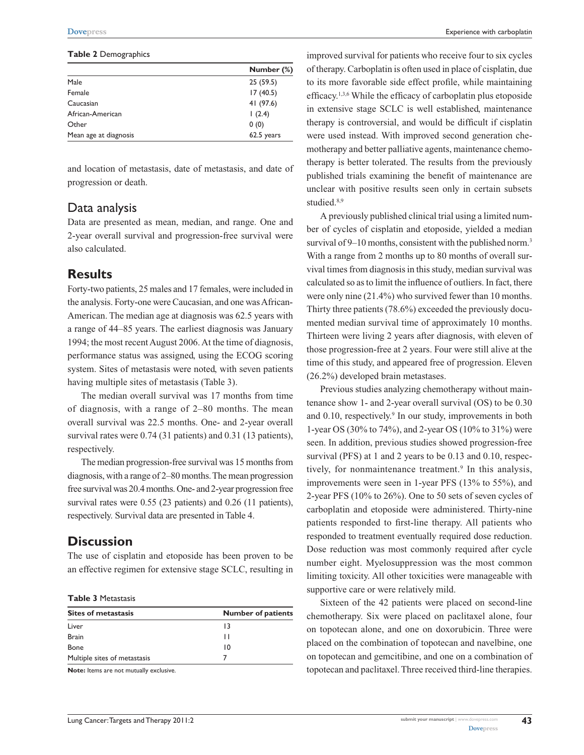**Table 2** Demographics

| | Number (%) |
|---|---|
| Male | 25 (59.5) |
| Female | 17 (40.5) |
| Caucasian | 41 (97.6) |
| African-American | 1 (2.4) |
| Other | 0 (0) |
| Mean age at diagnosis | 62.5 years |

and location of metastasis, date of metastasis, and date of progression or death.

## Data analysis

Data are presented as mean, median, and range. One and 2-year overall survival and progression-free survival were also calculated.

# Results

Forty-two patients, 25 males and 17 females, were included in the analysis. Forty-one were Caucasian, and one was African-American. The median age at diagnosis was 62.5 years with a range of 44–85 years. The earliest diagnosis was January 1994; the most recent August 2006. At the time of diagnosis, performance status was assigned, using the ECOG scoring system. Sites of metastasis were noted, with seven patients having multiple sites of metastasis (Table 3).

The median overall survival was 17 months from time of diagnosis, with a range of 2–80 months. The mean overall survival was 22.5 months. One- and 2-year overall survival rates were 0.74 (31 patients) and 0.31 (13 patients), respectively.

The median progression-free survival was 15 months from diagnosis, with a range of 2–80 months. The mean progression free survival was 20.4 months. One- and 2-year progression free survival rates were 0.55 (23 patients) and 0.26 (11 patients), respectively. Survival data are presented in Table 4.

# Discussion

The use of cisplatin and etoposide has been proven to be an effective regimen for extensive stage SCLC, resulting in improved survival for patients who receive four to six cycles of therapy. Carboplatin is often used in place of cisplatin, due to its more favorable side effect profile, while maintaining efficacy.[1,3,6] While the efficacy of carboplatin plus etoposide in extensive stage SCLC is well established, maintenance therapy is controversial, and would be difficult if cisplatin were used instead. With improved second generation chemotherapy and better palliative agents, maintenance chemotherapy is better tolerated. The results from the previously published trials examining the benefit of maintenance are unclear with positive results seen only in certain subsets studied.[8,9]

A previously published clinical trial using a limited number of cycles of cisplatin and etoposide, yielded a median survival of 9–10 months, consistent with the published norm.[3] With a range from 2 months up to 80 months of overall survival times from diagnosis in this study, median survival was calculated so as to limit the influence of outliers. In fact, there were only nine (21.4%) who survived fewer than 10 months. Thirty three patients (78.6%) exceeded the previously documented median survival time of approximately 10 months. Thirteen were living 2 years after diagnosis, with eleven of those progression-free at 2 years. Four were still alive at the time of this study, and appeared free of progression. Eleven (26.2%) developed brain metastases.

Previous studies analyzing chemotherapy without maintenance show 1- and 2-year overall survival (OS) to be 0.30 and 0.10, respectively.[9] In our study, improvements in both 1-year OS (30% to 74%), and 2-year OS (10% to 31%) were seen. In addition, previous studies showed progression-free survival (PFS) at 1 and 2 years to be 0.13 and 0.10, respectively, for nonmaintenance treatment.[9] In this analysis, improvements were seen in 1-year PFS (13% to 55%), and 2-year PFS (10% to 26%). One to 50 sets of seven cycles of carboplatin and etoposide were administered. Thirty-nine patients responded to first-line therapy. All patients who responded to treatment eventually required dose reduction. Dose reduction was most commonly required after cycle number eight. Myelosuppression was the most common limiting toxicity. All other toxicities were manageable with supportive care or were relatively mild.

Sixteen of the 42 patients were placed on second-line chemotherapy. Six were placed on paclitaxel alone, four on topotecan alone, and one on doxorubicin. Three were placed on the combination of topotecan and navelbine, one on topotecan and gemcitibine, and one on a combination of topotecan and paclitaxel. Three received third-line therapies.

**Table 3** Metastasis

| Sites of metastasis | Number of patients |
|---|---|
| Liver | 13 |
| Brain | 11 |
| Bone | 10 |
| Multiple sites of metastasis | 7 |

**Note:** Items are not mutually exclusive.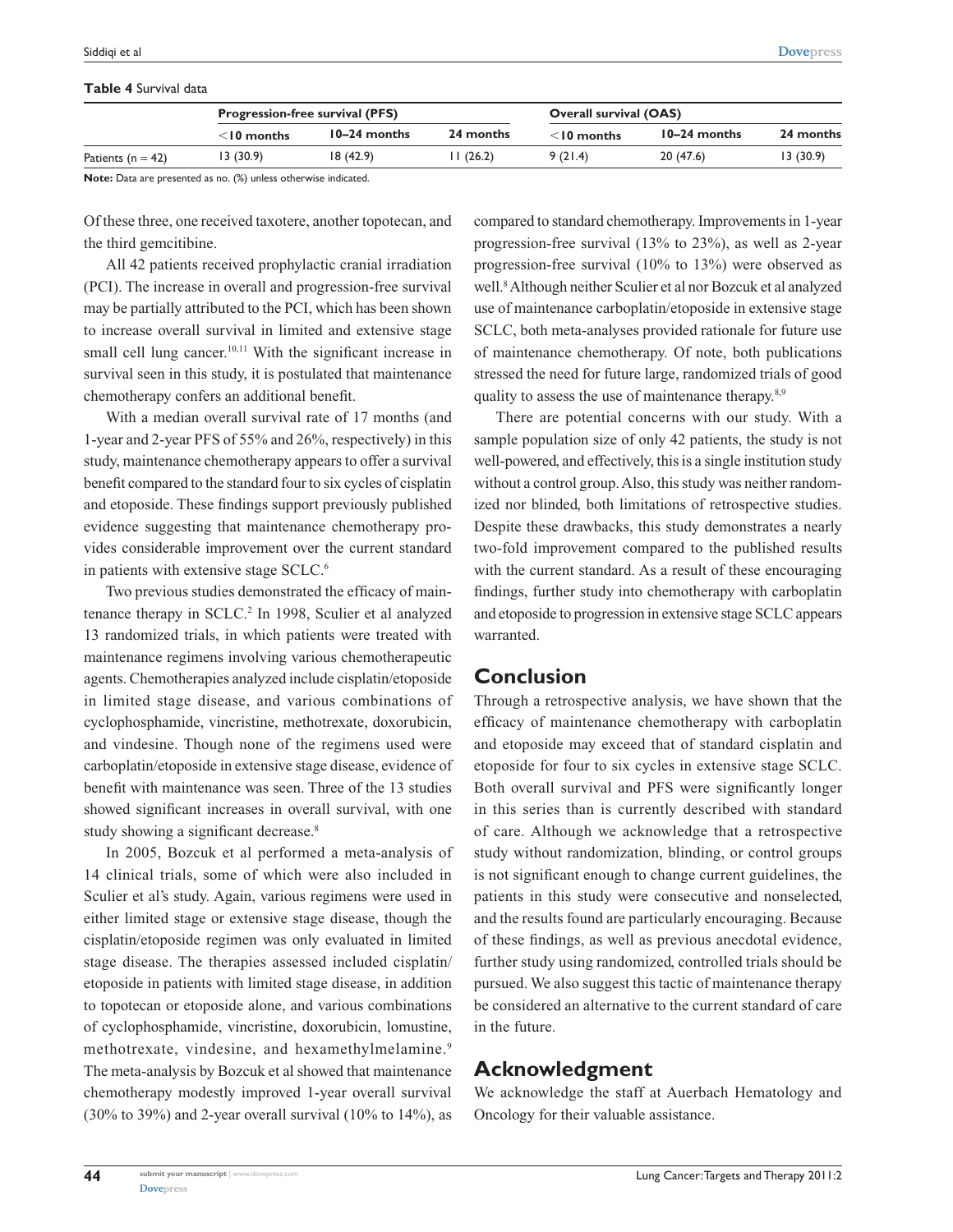**Table 4** Survival data

| | Progression-free survival (PFS) | | | Overall survival (OAS) | | |
|---|---|---|---|---|---|---|
| | <10 months | 10–24 months | 24 months | <10 months | 10–24 months | 24 months |
| Patients (n = 42) | 13 (30.9) | 18 (42.9) | 11 (26.2) | 9 (21.4) | 20 (47.6) | 13 (30.9) |

**Note:** Data are presented as no. (%) unless otherwise indicated.

Of these three, one received taxotere, another topotecan, and the third gemcitibine.

All 42 patients received prophylactic cranial irradiation (PCI). The increase in overall and progression-free survival may be partially attributed to the PCI, which has been shown to increase overall survival in limited and extensive stage small cell lung cancer.[10,11] With the significant increase in survival seen in this study, it is postulated that maintenance chemotherapy confers an additional benefit.

With a median overall survival rate of 17 months (and 1-year and 2-year PFS of 55% and 26%, respectively) in this study, maintenance chemotherapy appears to offer a survival benefit compared to the standard four to six cycles of cisplatin and etoposide. These findings support previously published evidence suggesting that maintenance chemotherapy provides considerable improvement over the current standard in patients with extensive stage SCLC.[6]

Two previous studies demonstrated the efficacy of maintenance therapy in SCLC.[2] In 1998, Sculier et al analyzed 13 randomized trials, in which patients were treated with maintenance regimens involving various chemotherapeutic agents. Chemotherapies analyzed include cisplatin/etoposide in limited stage disease, and various combinations of cyclophosphamide, vincristine, methotrexate, doxorubicin, and vindesine. Though none of the regimens used were carboplatin/etoposide in extensive stage disease, evidence of benefit with maintenance was seen. Three of the 13 studies showed significant increases in overall survival, with one study showing a significant decrease.[8]

In 2005, Bozcuk et al performed a meta-analysis of 14 clinical trials, some of which were also included in Sculier et al's study. Again, various regimens were used in either limited stage or extensive stage disease, though the cisplatin/etoposide regimen was only evaluated in limited stage disease. The therapies assessed included cisplatin/etoposide in patients with limited stage disease, in addition to topotecan or etoposide alone, and various combinations of cyclophosphamide, vincristine, doxorubicin, lomustine, methotrexate, vindesine, and hexamethylmelamine.[9] The meta-analysis by Bozcuk et al showed that maintenance chemotherapy modestly improved 1-year overall survival (30% to 39%) and 2-year overall survival (10% to 14%), as compared to standard chemotherapy. Improvements in 1-year progression-free survival (13% to 23%), as well as 2-year progression-free survival (10% to 13%) were observed as well.[8] Although neither Sculier et al nor Bozcuk et al analyzed use of maintenance carboplatin/etoposide in extensive stage SCLC, both meta-analyses provided rationale for future use of maintenance chemotherapy. Of note, both publications stressed the need for future large, randomized trials of good quality to assess the use of maintenance therapy.[8,9]

There are potential concerns with our study. With a sample population size of only 42 patients, the study is not well-powered, and effectively, this is a single institution study without a control group. Also, this study was neither randomized nor blinded, both limitations of retrospective studies. Despite these drawbacks, this study demonstrates a nearly two-fold improvement compared to the published results with the current standard. As a result of these encouraging findings, further study into chemotherapy with carboplatin and etoposide to progression in extensive stage SCLC appears warranted.

## Conclusion

Through a retrospective analysis, we have shown that the efficacy of maintenance chemotherapy with carboplatin and etoposide may exceed that of standard cisplatin and etoposide for four to six cycles in extensive stage SCLC. Both overall survival and PFS were significantly longer in this series than is currently described with standard of care. Although we acknowledge that a retrospective study without randomization, blinding, or control groups is not significant enough to change current guidelines, the patients in this study were consecutive and nonselected, and the results found are particularly encouraging. Because of these findings, as well as previous anecdotal evidence, further study using randomized, controlled trials should be pursued. We also suggest this tactic of maintenance therapy be considered an alternative to the current standard of care in the future.

## Acknowledgment

We acknowledge the staff at Auerbach Hematology and Oncology for their valuable assistance.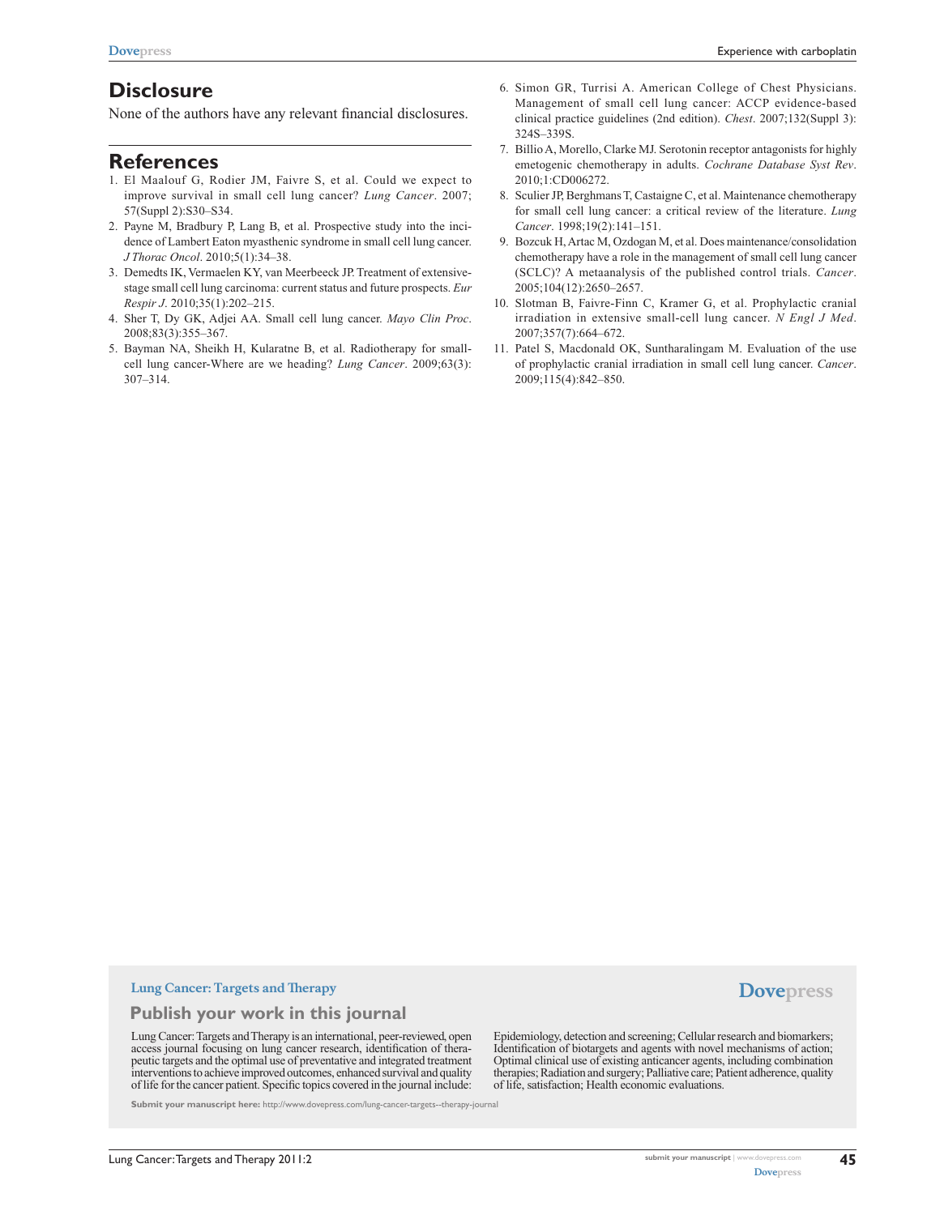## Disclosure

None of the authors have any relevant financial disclosures.

## References

1. El Maalouf G, Rodier JM, Faivre S, et al. Could we expect to improve survival in small cell lung cancer? *Lung Cancer*. 2007;57(Suppl 2):S30–S34.
2. Payne M, Bradbury P, Lang B, et al. Prospective study into the incidence of Lambert Eaton myasthenic syndrome in small cell lung cancer. *J Thorac Oncol*. 2010;5(1):34–38.
3. Demedts IK, Vermaelen KY, van Meerbeeck JP. Treatment of extensive-stage small cell lung carcinoma: current status and future prospects. *Eur Respir J*. 2010;35(1):202–215.
4. Sher T, Dy GK, Adjei AA. Small cell lung cancer. *Mayo Clin Proc*. 2008;83(3):355–367.
5. Bayman NA, Sheikh H, Kularatne B, et al. Radiotherapy for small-cell lung cancer-Where are we heading? *Lung Cancer*. 2009;63(3):307–314.
6. Simon GR, Turrisi A. American College of Chest Physicians. Management of small cell lung cancer: ACCP evidence-based clinical practice guidelines (2nd edition). *Chest*. 2007;132(Suppl 3):324S–339S.
7. Billio A, Morello, Clarke MJ. Serotonin receptor antagonists for highly emetogenic chemotherapy in adults. *Cochrane Database Syst Rev*. 2010;1:CD006272.
8. Sculier JP, Berghmans T, Castaigne C, et al. Maintenance chemotherapy for small cell lung cancer: a critical review of the literature. *Lung Cancer*. 1998;19(2):141–151.
9. Bozcuk H, Artac M, Ozdogan M, et al. Does maintenance/consolidation chemotherapy have a role in the management of small cell lung cancer (SCLC)? A metaanalysis of the published control trials. *Cancer*. 2005;104(12):2650–2657.
10. Slotman B, Faivre-Finn C, Kramer G, et al. Prophylactic cranial irradiation in extensive small-cell lung cancer. *N Engl J Med*. 2007;357(7):664–672.
11. Patel S, Macdonald OK, Suntharalingam M. Evaluation of the use of prophylactic cranial irradiation in small cell lung cancer. *Cancer*. 2009;115(4):842–850.

**Lung Cancer: Targets and Therapy**

**Publish your work in this journal**

Lung Cancer: Targets and Therapy is an international, peer-reviewed, open access journal focusing on lung cancer research, identification of therapeutic targets and the optimal use of preventative and integrated treatment interventions to achieve improved outcomes, enhanced survival and quality of life for the cancer patient. Specific topics covered in the journal include: Epidemiology, detection and screening; Cellular research and biomarkers; Identification of biotargets and agents with novel mechanisms of action; Optimal clinical use of existing anticancer agents, including combination therapies; Radiation and surgery; Palliative care; Patient adherence, quality of life, satisfaction; Health economic evaluations.

**Submit your manuscript here:** http://www.dovepress.com/lung-cancer-targets--therapy-journal